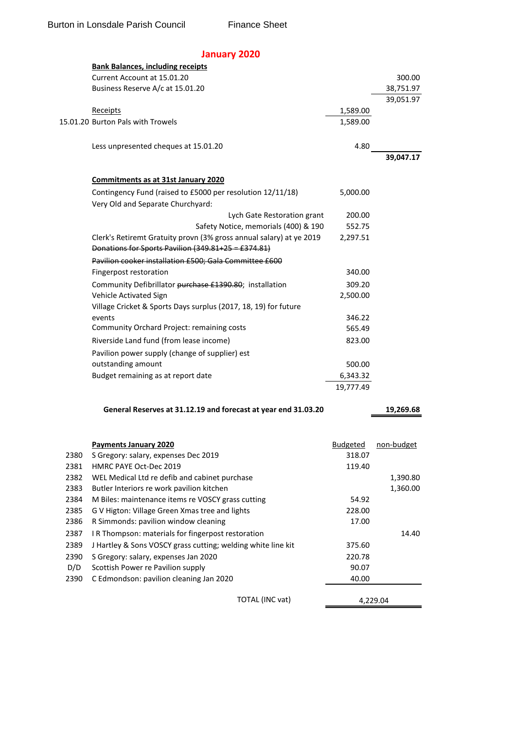Burton in Lonsdale Parish Council Finance Sheet

# January 2020

**Bank Balances, including receipts**

| | | | |
|---|---|---|---|
| | Current Account at 15.01.20 | | 300.00 |
| | Business Reserve A/c at 15.01.20 | | 38,751.97 |
| | | | 39,051.97 |
| | Receipts | 1,589.00 | |
| 15.01.20 | Burton Pals with Trowels | 1,589.00 | |
| | Less unpresented cheques at 15.01.20 | 4.80 | |
| | | | **39,047.17** |

**Commitments as at 31st January 2020**

| | |
|---|---|
| Contingency Fund (raised to £5000 per resolution 12/11/18) | 5,000.00 |
| Very Old and Separate Churchyard: | |
| Lych Gate Restoration grant | 200.00 |
| Safety Notice, memorials (400) & 190 | 552.75 |
| Clerk's Retiremt Gratuity provn (3% gross annual salary) at ye 2019 | 2,297.51 |
| ~~Donations for Sports Pavilion (349.81+25 = £374.81)~~ | |
| ~~Pavilion cooker installation £500; Gala Committee £600~~ | |
| Fingerpost restoration | 340.00 |
| Community Defibrillator ~~purchase £1390.80~~; installation | 309.20 |
| Vehicle Activated Sign | 2,500.00 |
| Village Cricket & Sports Days surplus (2017, 18, 19) for future events | 346.22 |
| Community Orchard Project: remaining costs | 565.49 |
| Riverside Land fund (from lease income) | 823.00 |
| Pavilion power supply (change of supplier) est outstanding amount | 500.00 |
| Budget remaining as at report date | 6,343.32 |
| | 19,777.49 |

**General Reserves at 31.12.19 and forecast at year end 31.03.20** **19,269.68**

| | **Payments January 2020** | Budgeted | non-budget |
|---|---|---|---|
| 2380 | S Gregory: salary, expenses Dec 2019 | 318.07 | |
| 2381 | HMRC PAYE Oct-Dec 2019 | 119.40 | |
| 2382 | WEL Medical Ltd re defib and cabinet purchase | | 1,390.80 |
| 2383 | Butler Interiors re work pavilion kitchen | | 1,360.00 |
| 2384 | M Biles: maintenance items re VOSCY grass cutting | 54.92 | |
| 2385 | G V Higton: Village Green Xmas tree and lights | 228.00 | |
| 2386 | R Simmonds: pavilion window cleaning | 17.00 | |
| 2387 | I R Thompson: materials for fingerpost restoration | | 14.40 |
| 2389 | J Hartley & Sons VOSCY grass cutting; welding white line kit | 375.60 | |
| 2390 | S Gregory: salary, expenses Jan 2020 | 220.78 | |
| D/D | Scottish Power re Pavilion supply | 90.07 | |
| 2390 | C Edmondson: pavilion cleaning Jan 2020 | 40.00 | |
| | TOTAL (INC vat) | 4,229.04 | |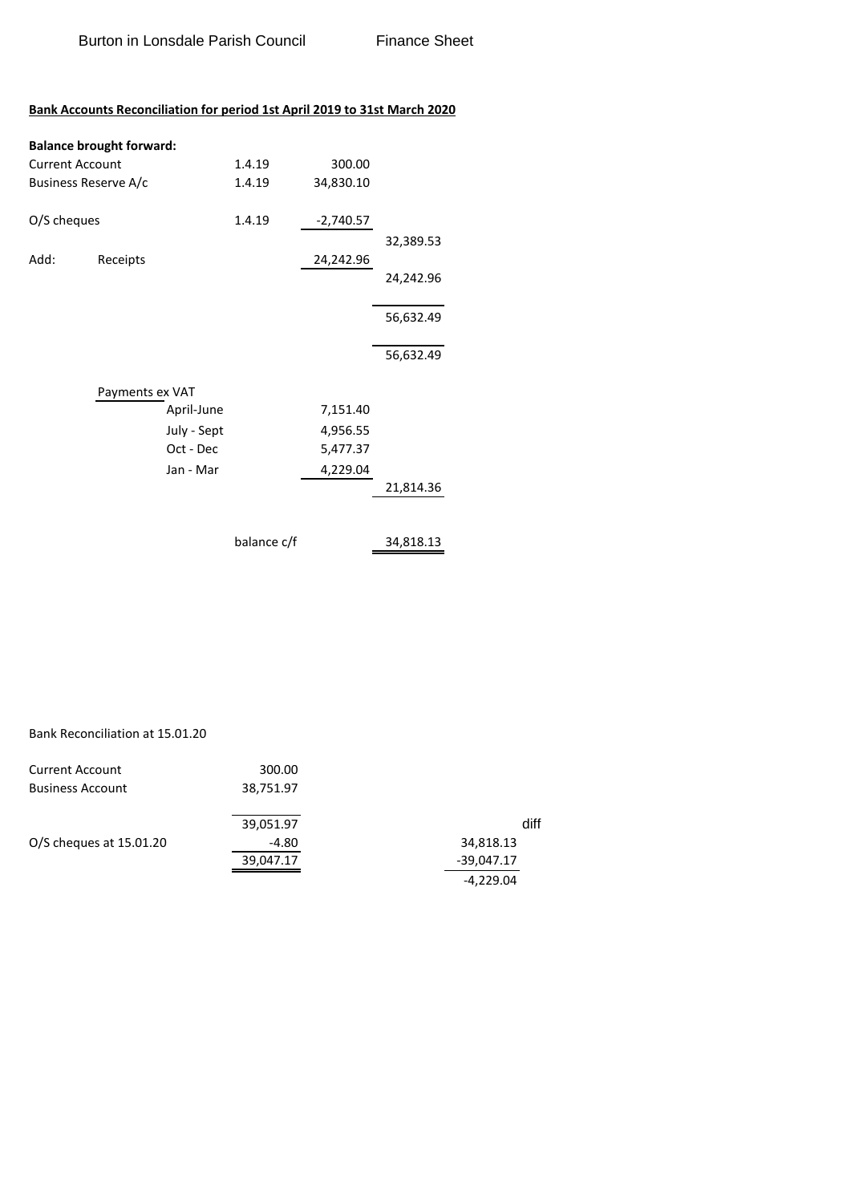Burton in Lonsdale Parish Council Finance Sheet

**Bank Accounts Reconciliation for period 1st April 2019 to 31st March 2020**

| | | | | |
|---|---|---|---|---|
| **Balance brought forward:** | | | | |
| Current Account | | 1.4.19 | 300.00 | |
| Business Reserve A/c | | 1.4.19 | 34,830.10 | |
| O/S cheques | | 1.4.19 | -2,740.57 | |
| | | | | 32,389.53 |
| Add: | Receipts | | 24,242.96 | |
| | | | | 24,242.96 |
| | | | | 56,632.49 |
| | | | | 56,632.49 |
| | Payments ex VAT | | | |
| | April-June | | 7,151.40 | |
| | July - Sept | | 4,956.55 | |
| | Oct - Dec | | 5,477.37 | |
| | Jan - Mar | | 4,229.04 | |
| | | | | 21,814.36 |
| | | balance c/f | | 34,818.13 |

Bank Reconciliation at 15.01.20

| | | | |
|---|---|---|---|
| Current Account | 300.00 | | |
| Business Account | 38,751.97 | | |
| | 39,051.97 | | diff |
| O/S cheques at 15.01.20 | -4.80 | 34,818.13 | |
| | 39,047.17 | -39,047.17 | |
| | | -4,229.04 | |